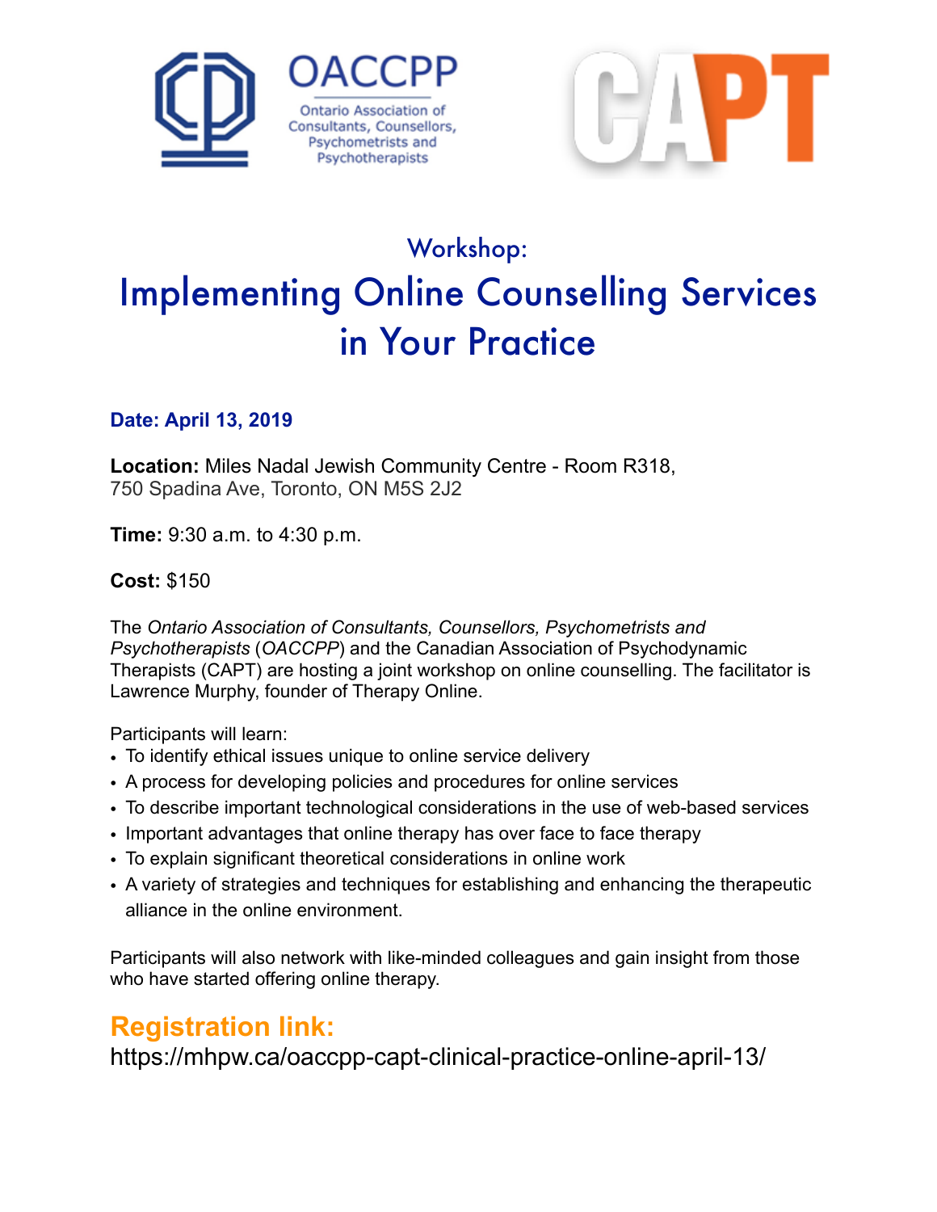OACCPP

Ontario Association of Consultants, Counsellors, Psychometrists and Psychotherapists

CAPT

## Workshop:

# Implementing Online Counselling Services in Your Practice

**Date: April 13, 2019**

**Location:** Miles Nadal Jewish Community Centre - Room R318,
750 Spadina Ave, Toronto, ON M5S 2J2

**Time:** 9:30 a.m. to 4:30 p.m.

**Cost:** $150

The *Ontario Association of Consultants, Counsellors, Psychometrists and Psychotherapists* (*OACCPP*) and the Canadian Association of Psychodynamic Therapists (CAPT) are hosting a joint workshop on online counselling. The facilitator is Lawrence Murphy, founder of Therapy Online.

Participants will learn:

- To identify ethical issues unique to online service delivery
- A process for developing policies and procedures for online services
- To describe important technological considerations in the use of web-based services
- Important advantages that online therapy has over face to face therapy
- To explain significant theoretical considerations in online work
- A variety of strategies and techniques for establishing and enhancing the therapeutic alliance in the online environment.

Participants will also network with like-minded colleagues and gain insight from those who have started offering online therapy.

## Registration link:

https://mhpw.ca/oaccpp-capt-clinical-practice-online-april-13/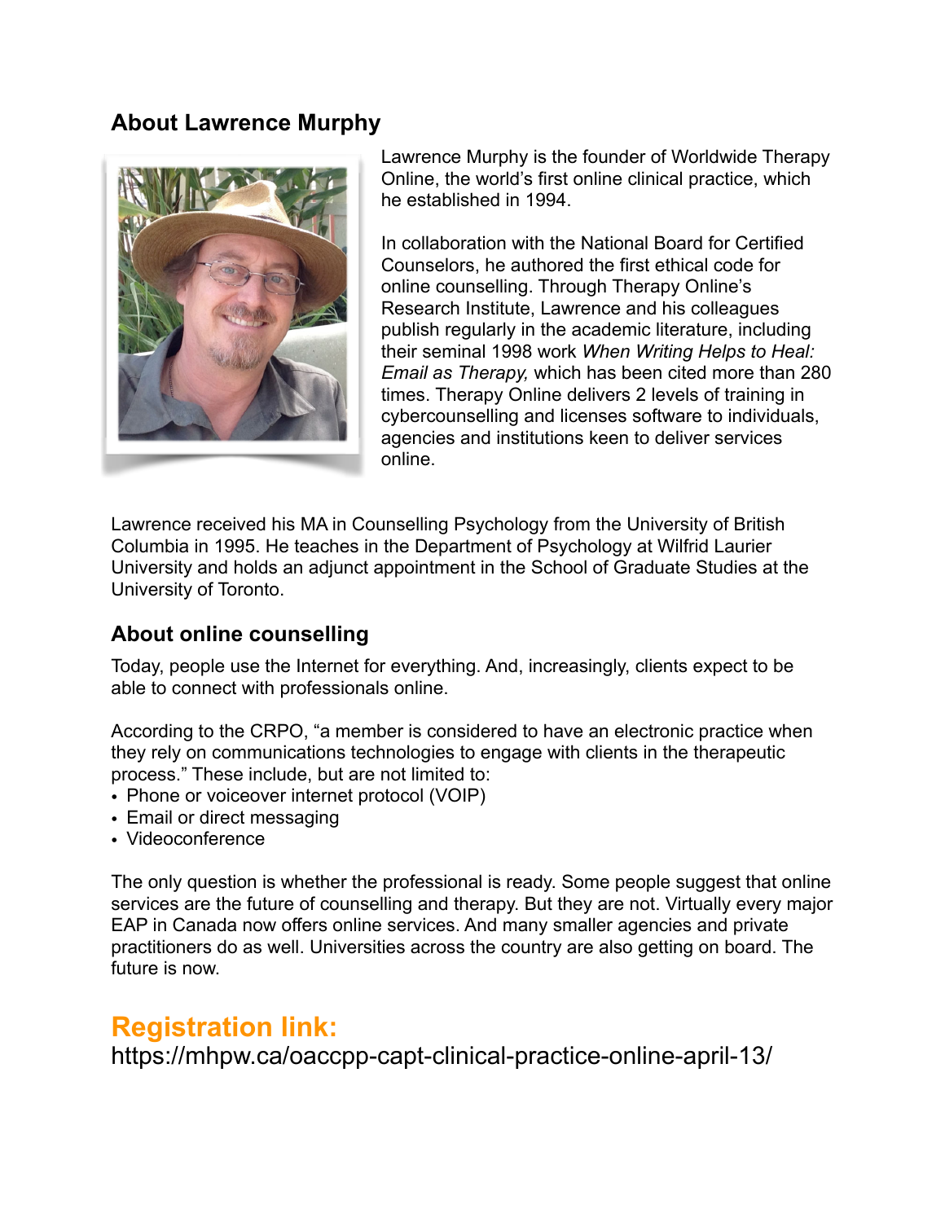## About Lawrence Murphy

Lawrence Murphy is the founder of Worldwide Therapy Online, the world's first online clinical practice, which he established in 1994.

In collaboration with the National Board for Certified Counselors, he authored the first ethical code for online counselling. Through Therapy Online's Research Institute, Lawrence and his colleagues publish regularly in the academic literature, including their seminal 1998 work *When Writing Helps to Heal: Email as Therapy,* which has been cited more than 280 times. Therapy Online delivers 2 levels of training in cybercounselling and licenses software to individuals, agencies and institutions keen to deliver services online.

Lawrence received his MA in Counselling Psychology from the University of British Columbia in 1995. He teaches in the Department of Psychology at Wilfrid Laurier University and holds an adjunct appointment in the School of Graduate Studies at the University of Toronto.

### About online counselling

Today, people use the Internet for everything. And, increasingly, clients expect to be able to connect with professionals online.

According to the CRPO, "a member is considered to have an electronic practice when they rely on communications technologies to engage with clients in the therapeutic process." These include, but are not limited to:

- Phone or voiceover internet protocol (VOIP)
- Email or direct messaging
- Videoconference

The only question is whether the professional is ready. Some people suggest that online services are the future of counselling and therapy. But they are not. Virtually every major EAP in Canada now offers online services. And many smaller agencies and private practitioners do as well. Universities across the country are also getting on board. The future is now.

## Registration link:

https://mhpw.ca/oaccpp-capt-clinical-practice-online-april-13/